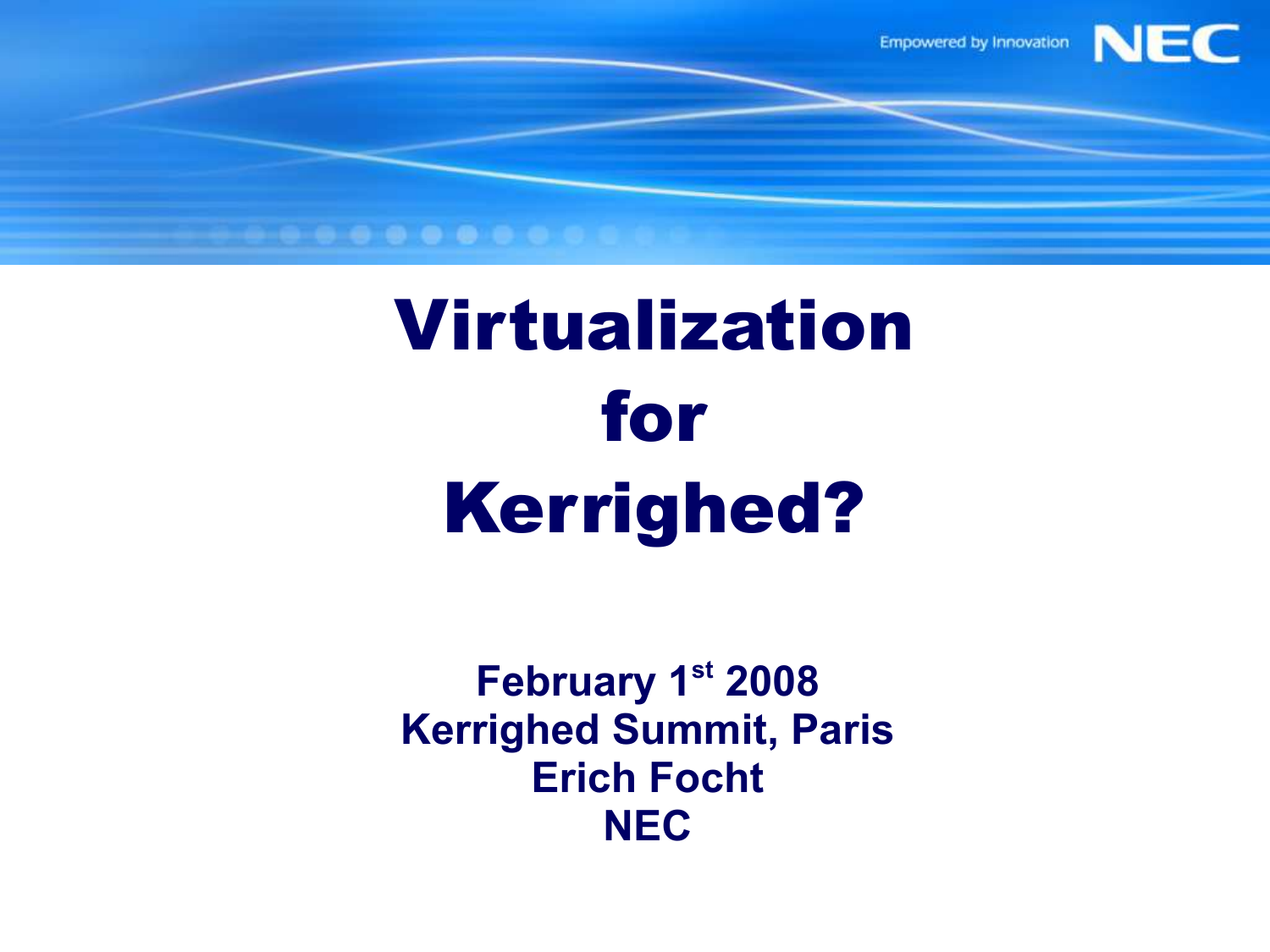# Virtualization for Kerrighed?

**February 1st 2008**
**Kerrighed Summit, Paris**
**Erich Focht**
**NEC**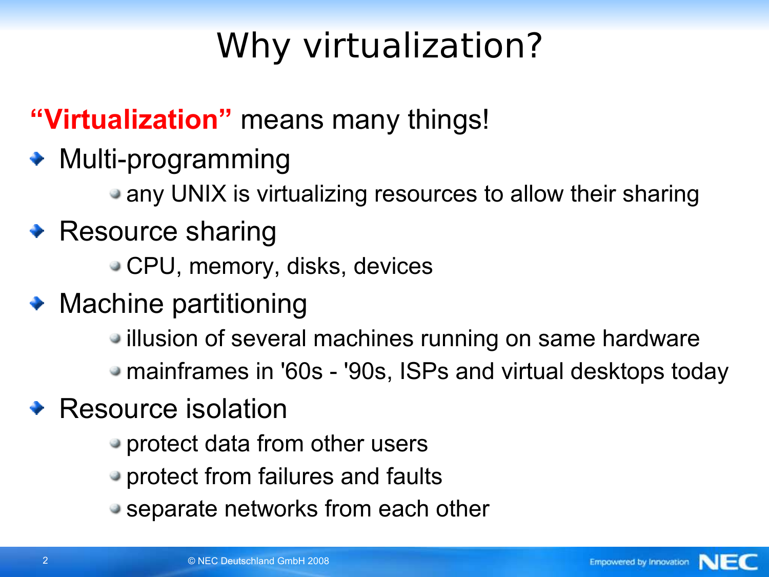# Why virtualization?

**“Virtualization”** means many things!

- Multi-programming
  - any UNIX is virtualizing resources to allow their sharing
- Resource sharing
  - CPU, memory, disks, devices
- Machine partitioning
  - illusion of several machines running on same hardware
  - mainframes in '60s - '90s, ISPs and virtual desktops today
- Resource isolation
  - protect data from other users
  - protect from failures and faults
  - separate networks from each other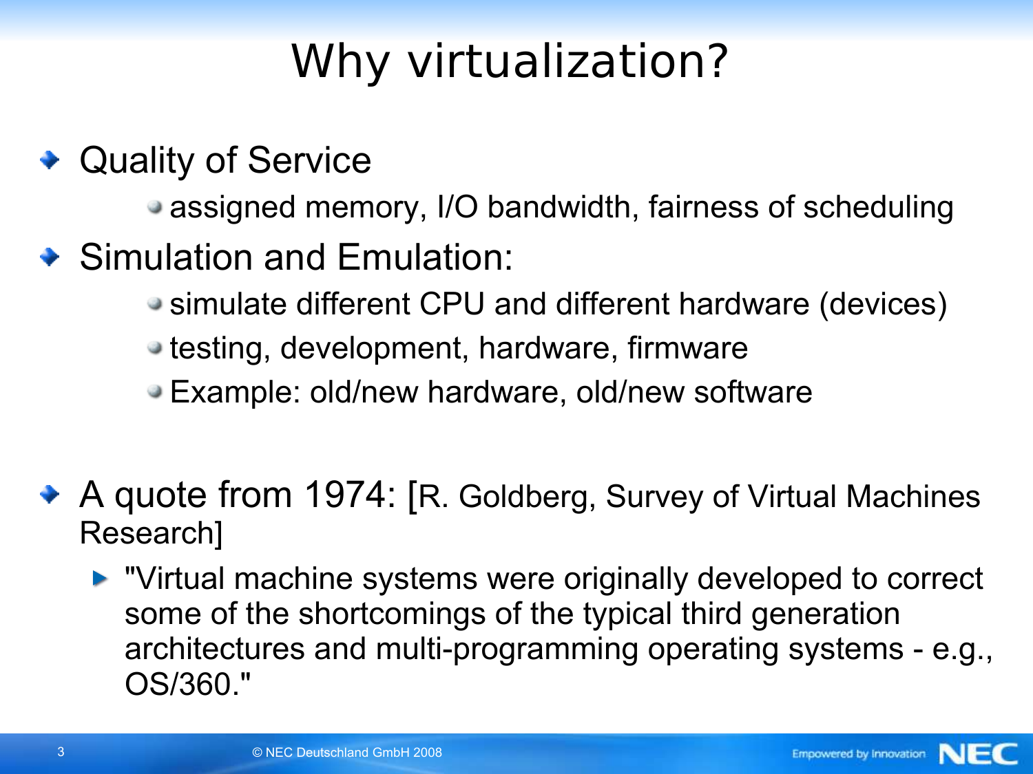# Why virtualization?

- Quality of Service
  - assigned memory, I/O bandwidth, fairness of scheduling
- Simulation and Emulation:
  - simulate different CPU and different hardware (devices)
  - testing, development, hardware, firmware
  - Example: old/new hardware, old/new software

- A quote from 1974: [R. Goldberg, Survey of Virtual Machines Research]
  - "Virtual machine systems were originally developed to correct some of the shortcomings of the typical third generation architectures and multi-programming operating systems - e.g., OS/360."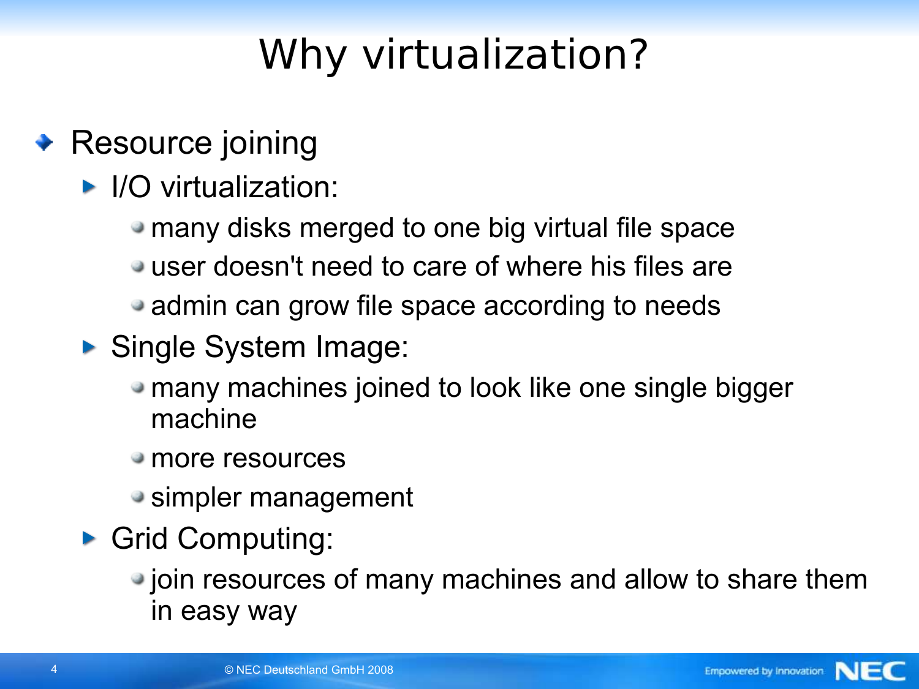# Why virtualization?

- Resource joining
  - I/O virtualization:
    - many disks merged to one big virtual file space
    - user doesn't need to care of where his files are
    - admin can grow file space according to needs
  - Single System Image:
    - many machines joined to look like one single bigger machine
    - more resources
    - simpler management
  - Grid Computing:
    - join resources of many machines and allow to share them in easy way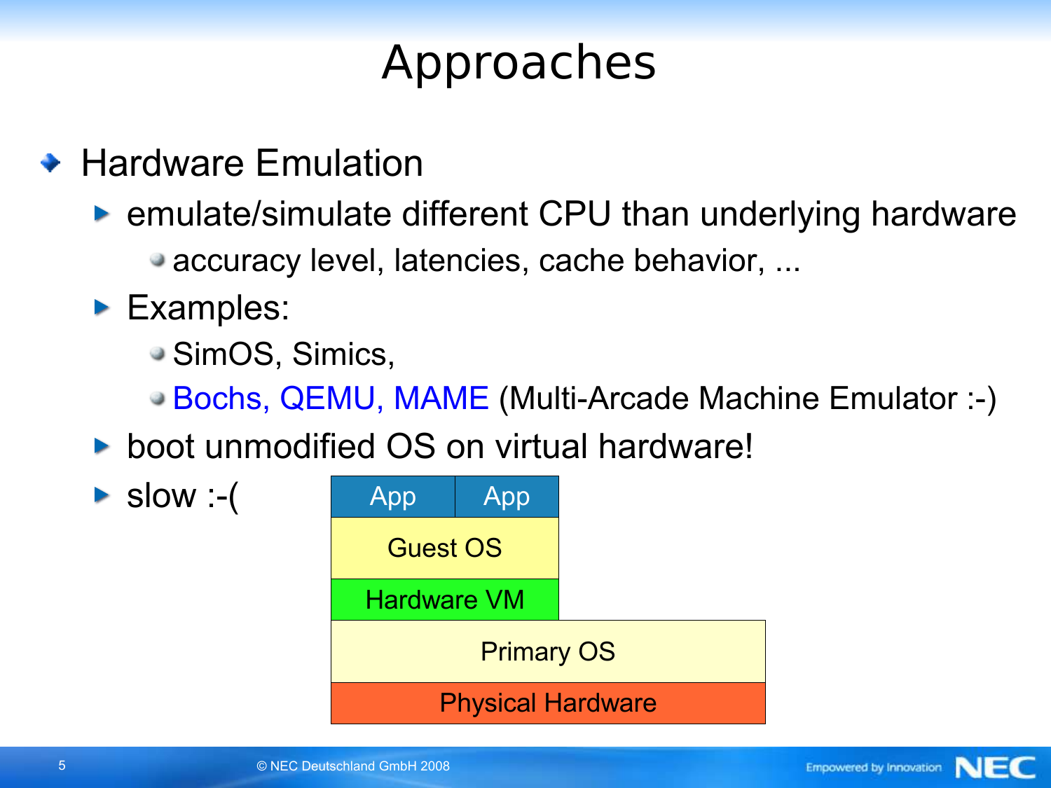# Approaches

- Hardware Emulation
  - emulate/simulate different CPU than underlying hardware
    - accuracy level, latencies, cache behavior, ...
  - Examples:
    - SimOS, Simics,
    - Bochs, QEMU, MAME (Multi-Arcade Machine Emulator :-)
  - boot unmodified OS on virtual hardware!
  - slow :-(

| App | App |
|---|---|
| Guest OS | |
| Hardware VM | |
| Primary OS | |
| Physical Hardware | |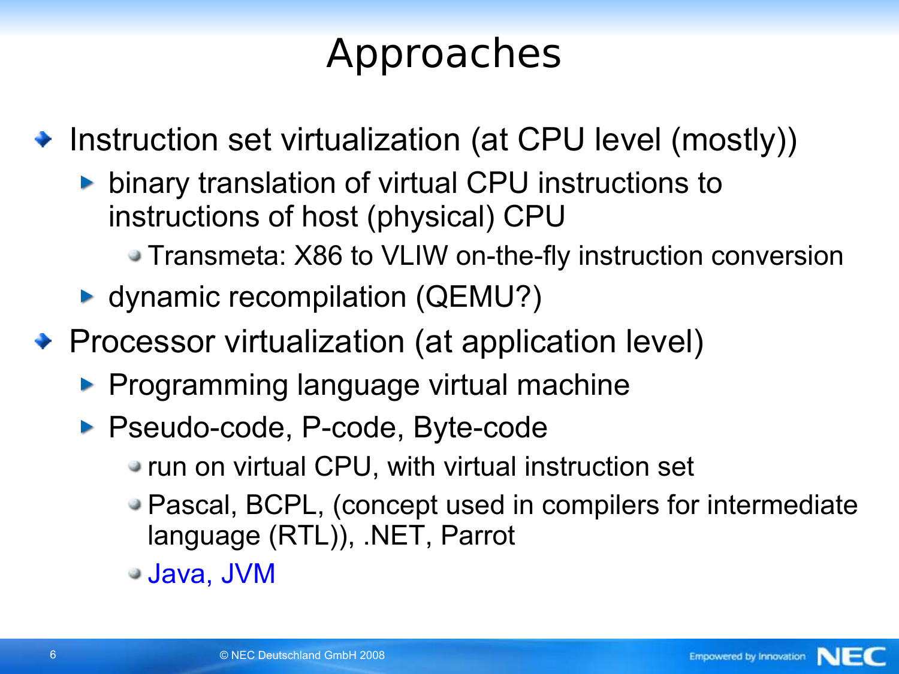# Approaches

- Instruction set virtualization (at CPU level (mostly))
  - binary translation of virtual CPU instructions to instructions of host (physical) CPU
    - Transmeta: X86 to VLIW on-the-fly instruction conversion
  - dynamic recompilation (QEMU?)
- Processor virtualization (at application level)
  - Programming language virtual machine
  - Pseudo-code, P-code, Byte-code
    - run on virtual CPU, with virtual instruction set
    - Pascal, BCPL, (concept used in compilers for intermediate language (RTL)), .NET, Parrot
    - Java, JVM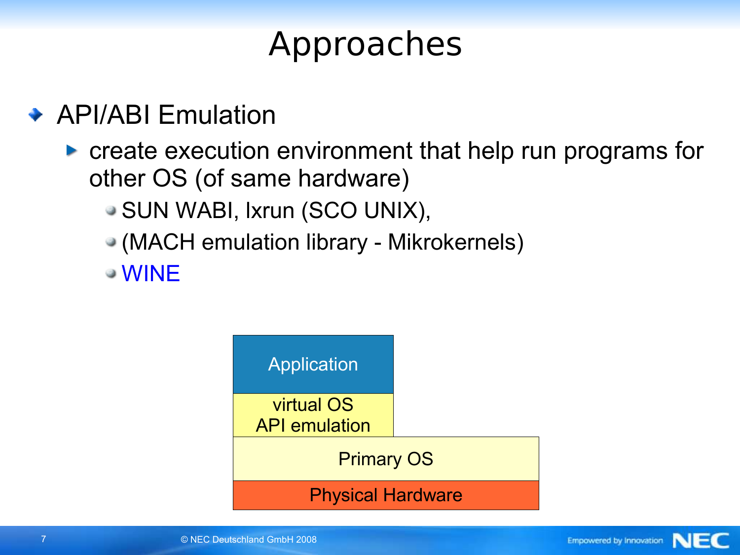# Approaches

- API/ABI Emulation
  - create execution environment that help run programs for other OS (of same hardware)
    - SUN WABI, lxrun (SCO UNIX),
    - (MACH emulation library - Mikrokernels)
    - WINE

Application

virtual OS
API emulation

Primary OS

Physical Hardware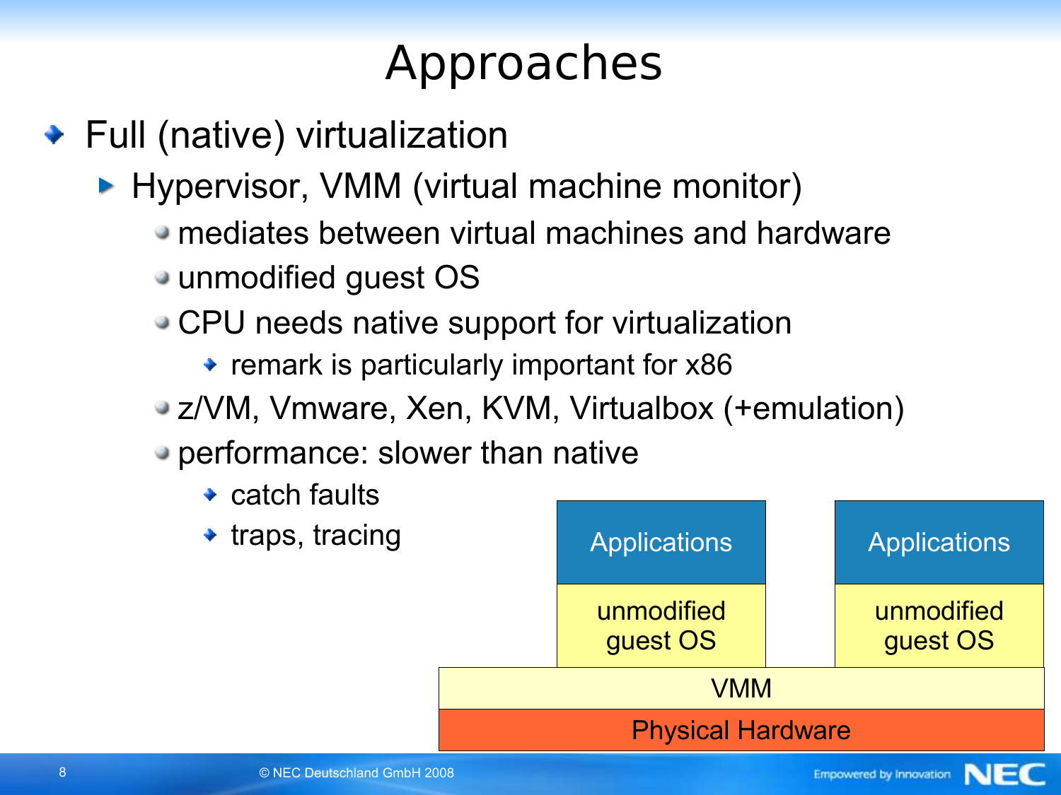# Approaches

- Full (native) virtualization
  - Hypervisor, VMM (virtual machine monitor)
    - mediates between virtual machines and hardware
    - unmodified guest OS
    - CPU needs native support for virtualization
      - remark is particularly important for x86
    - z/VM, Vmware, Xen, KVM, Virtualbox (+emulation)
    - performance: slower than native
      - catch faults
      - traps, tracing

| Applications | Applications |
| --- | --- |
| unmodified guest OS | unmodified guest OS |
| VMM | |
| Physical Hardware | |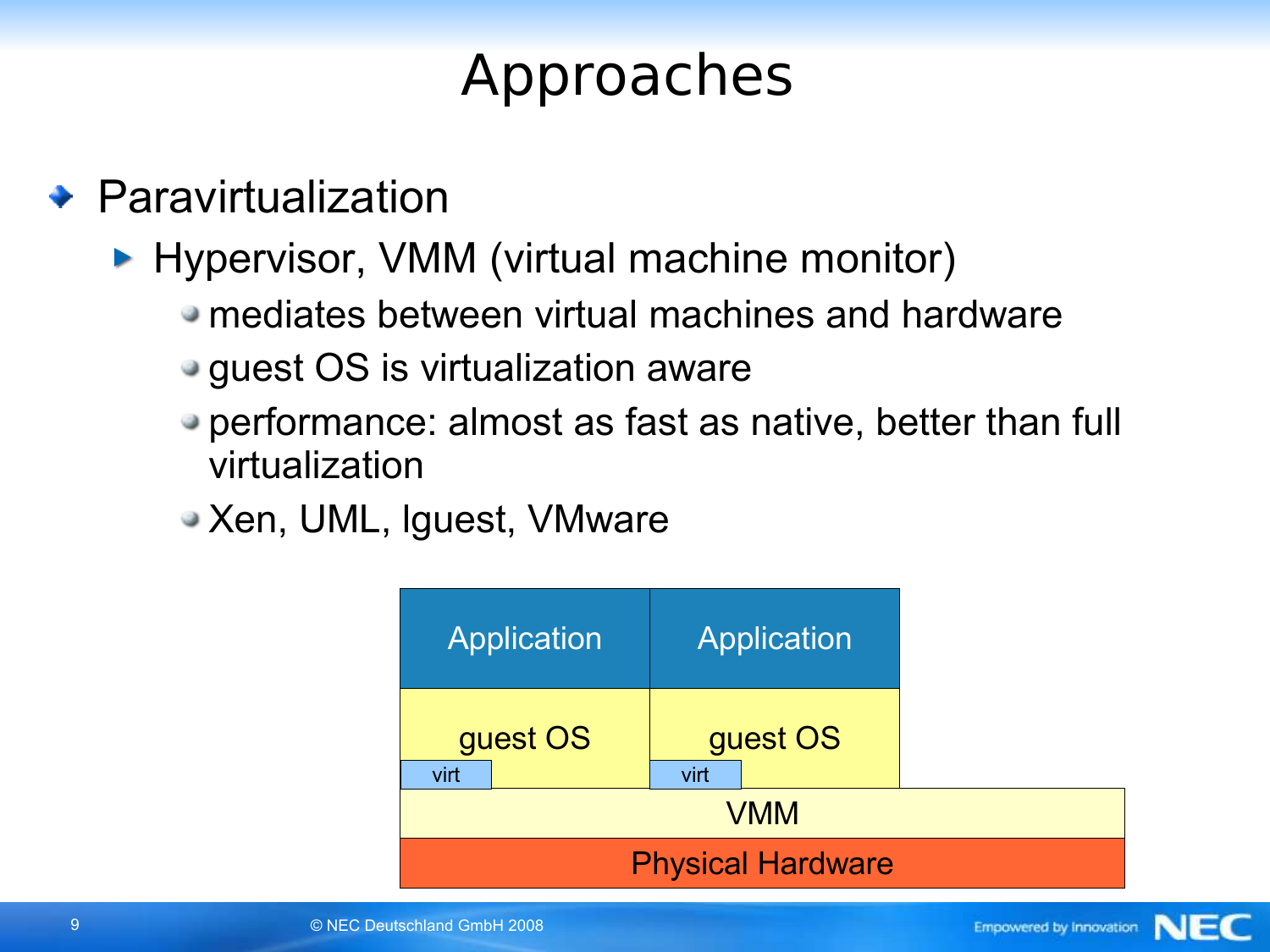# Approaches

- Paravirtualization
  - Hypervisor, VMM (virtual machine monitor)
    - mediates between virtual machines and hardware
    - guest OS is virtualization aware
    - performance: almost as fast as native, better than full virtualization
    - Xen, UML, lguest, VMware

| Application | Application |
| --- | --- |
| guest OS (virt) | guest OS (virt) |
| VMM | |
| Physical Hardware | |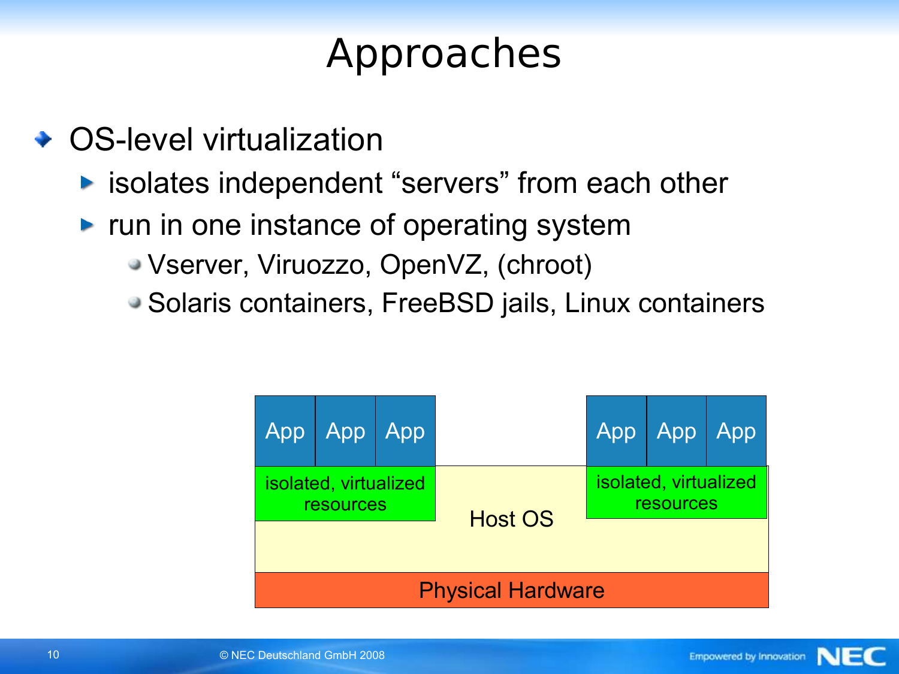# Approaches

- OS-level virtualization
  - isolates independent "servers" from each other
  - run in one instance of operating system
    - Vserver, Viruozzo, OpenVZ, (chroot)
    - Solaris containers, FreeBSD jails, Linux containers

App App App | App App App

isolated, virtualized resources | Host OS | isolated, virtualized resources

Physical Hardware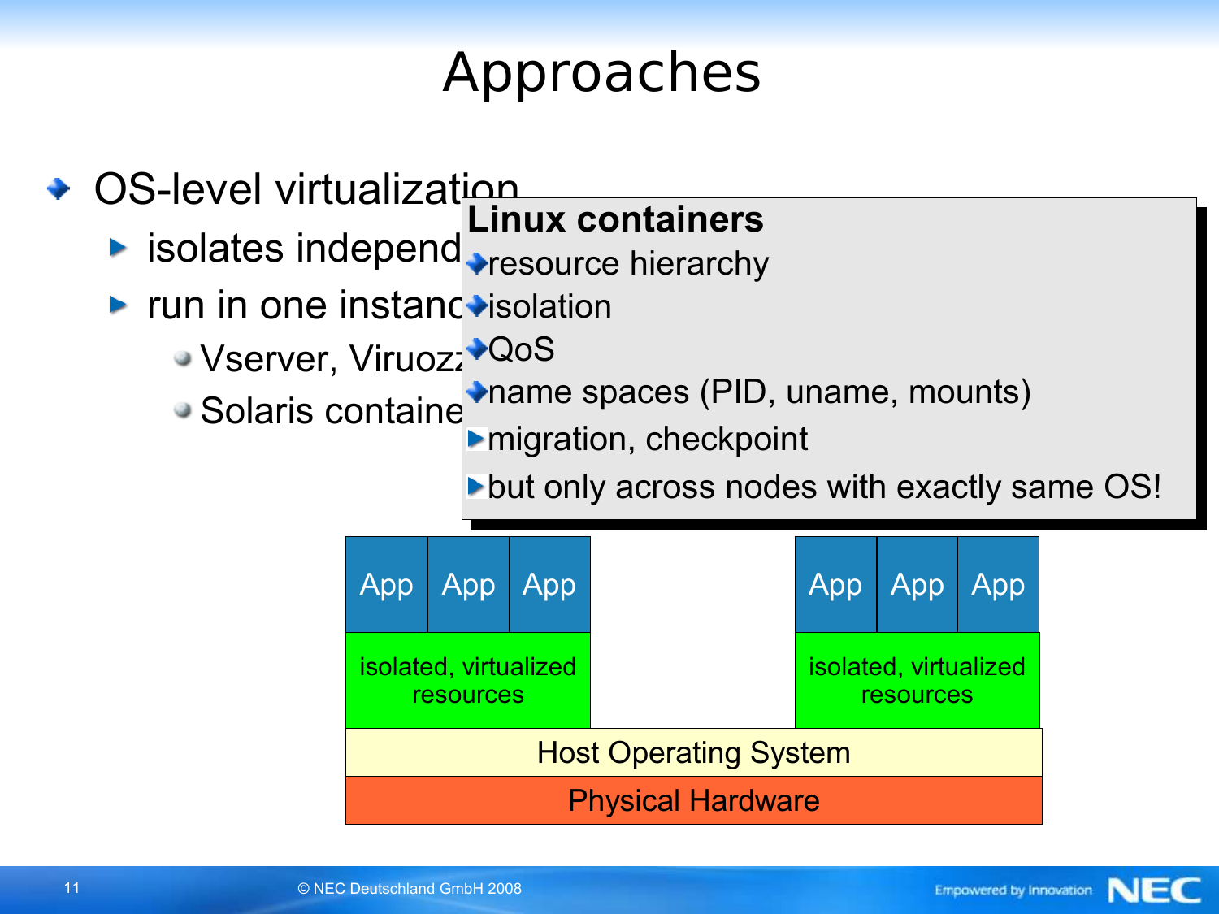# Approaches

- OS-level virtualization
  - isolates independ
  - run in one instanc
    - Vserver, Viruozz
    - Solaris containe

**Linux containers**

- resource hierarchy
- isolation
- QoS
- name spaces (PID, uname, mounts)
- migration, checkpoint
- but only across nodes with exactly same OS!

| App | App | App | | App | App | App |
|---|---|---|---|---|---|---|
| isolated, virtualized resources | | | | isolated, virtualized resources | | |
| Host Operating System | | | | | | |
| Physical Hardware | | | | | | |

© NEC Deutschland GmbH 2008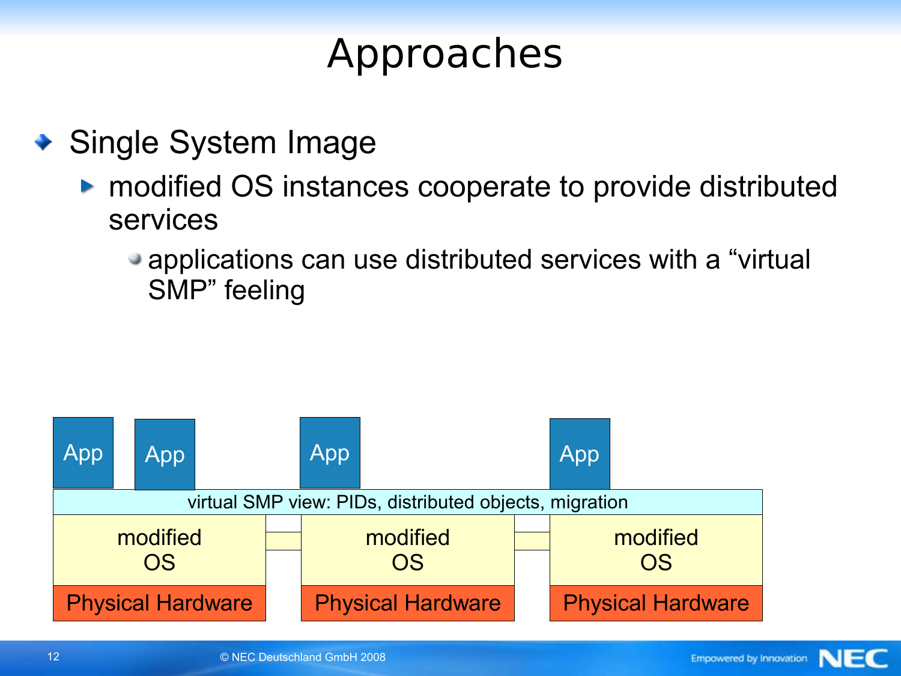# Approaches

- Single System Image
  - modified OS instances cooperate to provide distributed services
    - applications can use distributed services with a “virtual SMP” feeling

App App App App

virtual SMP view: PIDs, distributed objects, migration

| modified OS | modified OS | modified OS |
|---|---|---|
| Physical Hardware | Physical Hardware | Physical Hardware |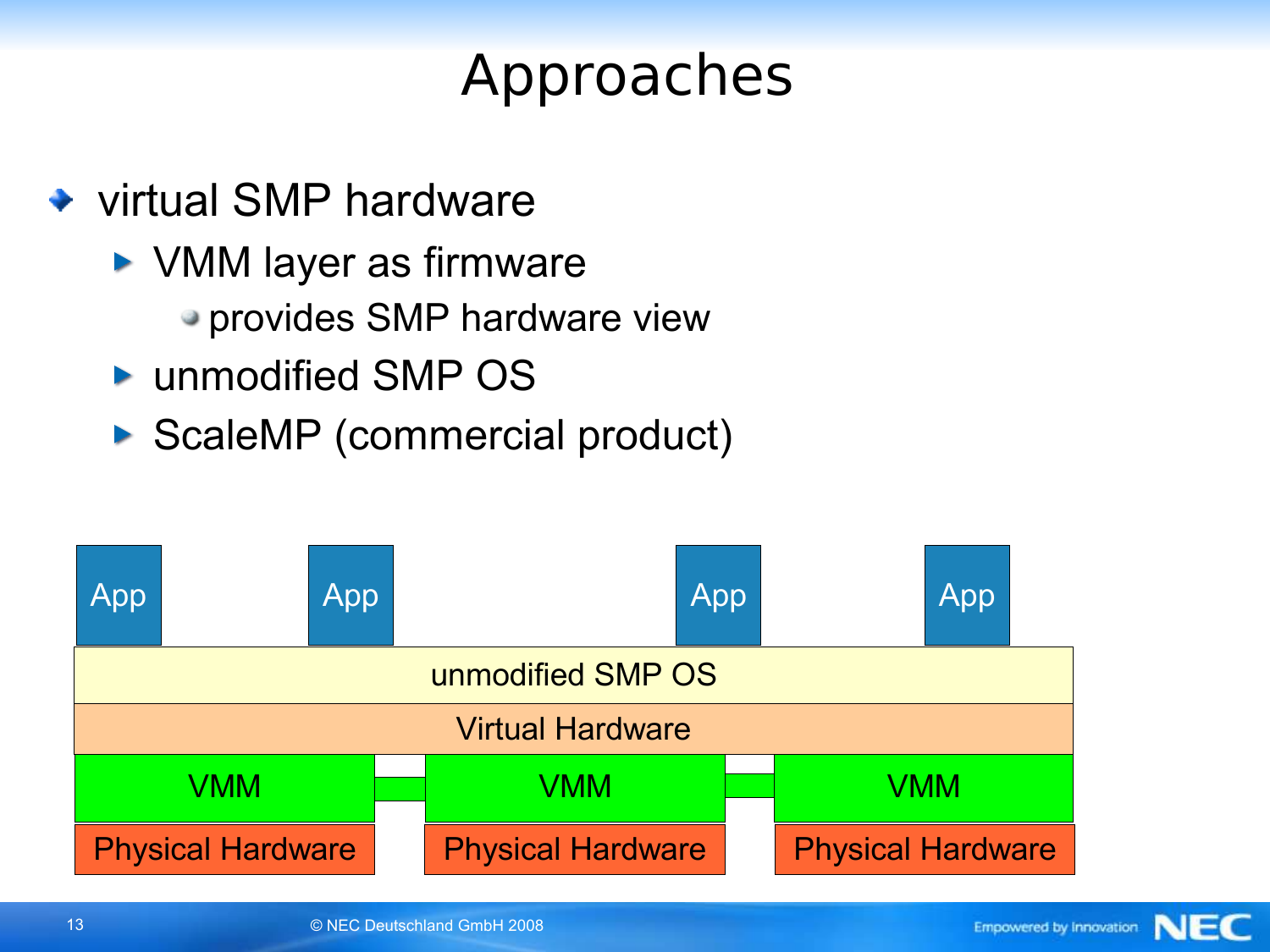# Approaches

- virtual SMP hardware
  - VMM layer as firmware
    - provides SMP hardware view
  - unmodified SMP OS
  - ScaleMP (commercial product)

| App | App | App | App |
|---|---|---|---|

| unmodified SMP OS | | |
|---|---|---|
| Virtual Hardware | | |
| VMM | VMM | VMM |
| Physical Hardware | Physical Hardware | Physical Hardware |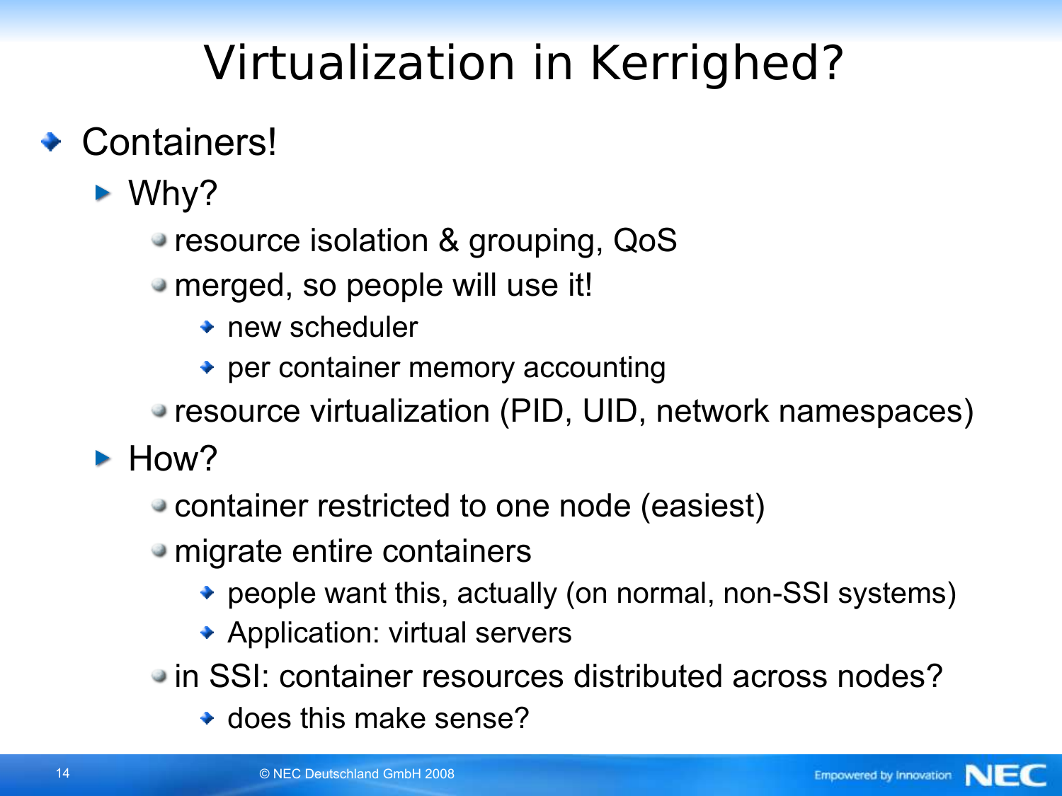# Virtualization in Kerrighed?

- Containers!
  - Why?
    - resource isolation & grouping, QoS
    - merged, so people will use it!
      - new scheduler
      - per container memory accounting
    - resource virtualization (PID, UID, network namespaces)
  - How?
    - container restricted to one node (easiest)
    - migrate entire containers
      - people want this, actually (on normal, non-SSI systems)
      - Application: virtual servers
    - in SSI: container resources distributed across nodes?
      - does this make sense?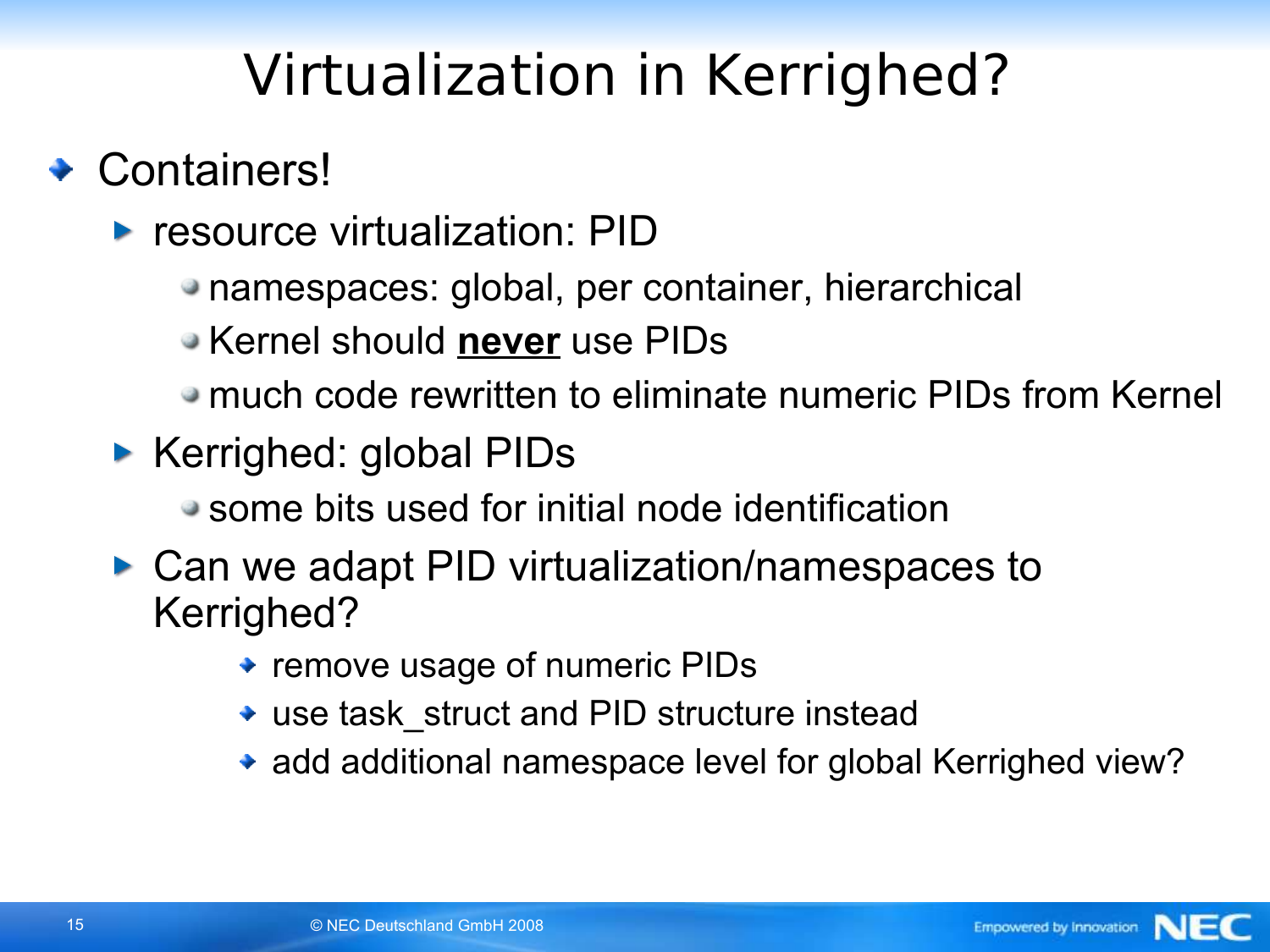# Virtualization in Kerrighed?

- Containers!
  - resource virtualization: PID
    - namespaces: global, per container, hierarchical
    - Kernel should **<u>never</u>** use PIDs
    - much code rewritten to eliminate numeric PIDs from Kernel
  - Kerrighed: global PIDs
    - some bits used for initial node identification
  - Can we adapt PID virtualization/namespaces to Kerrighed?
    - remove usage of numeric PIDs
    - use task_struct and PID structure instead
    - add additional namespace level for global Kerrighed view?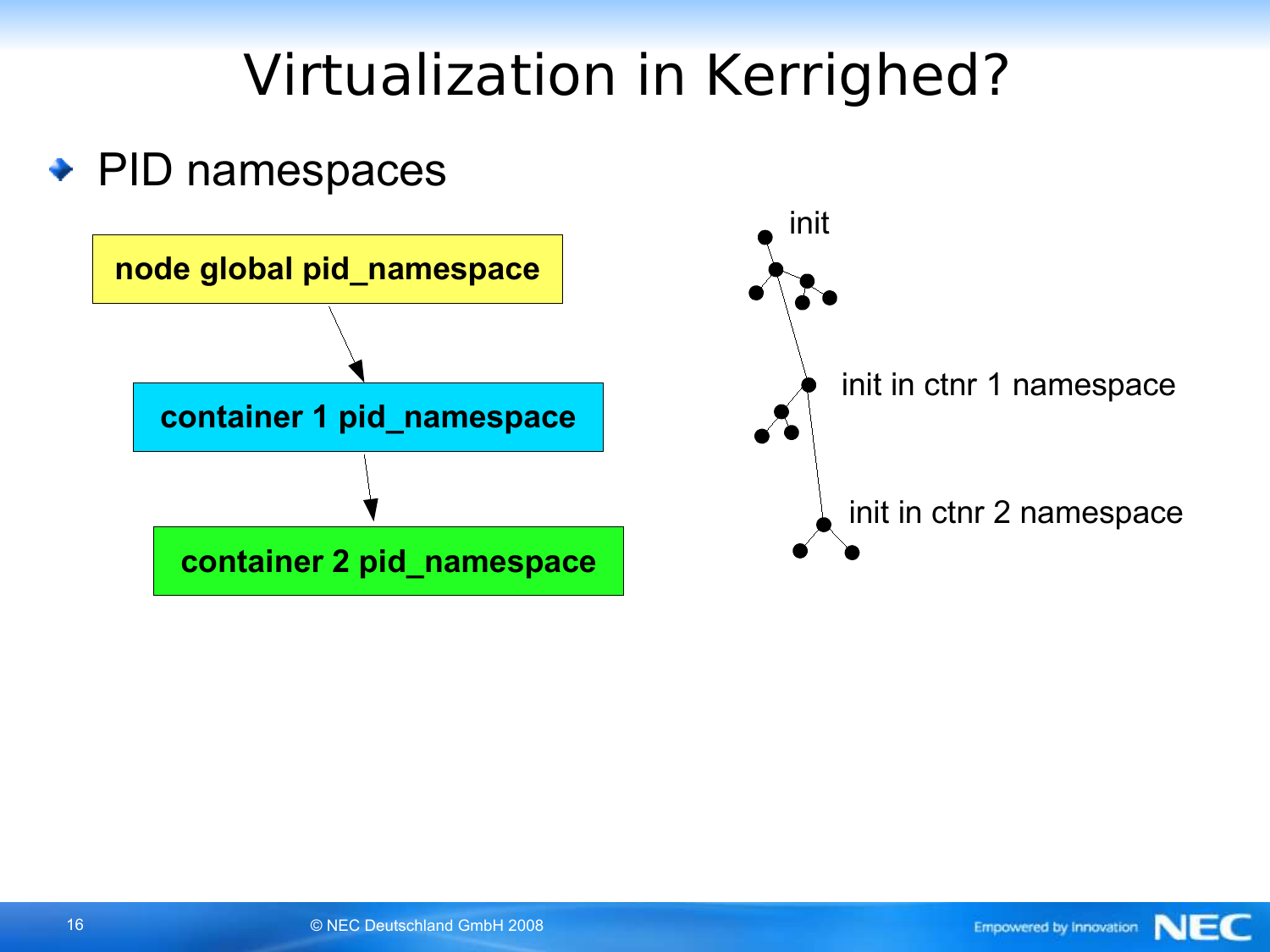# Virtualization in Kerrighed?

- PID namespaces

node global pid_namespace

container 1 pid_namespace

container 2 pid_namespace

init

init in ctnr 1 namespace

init in ctnr 2 namespace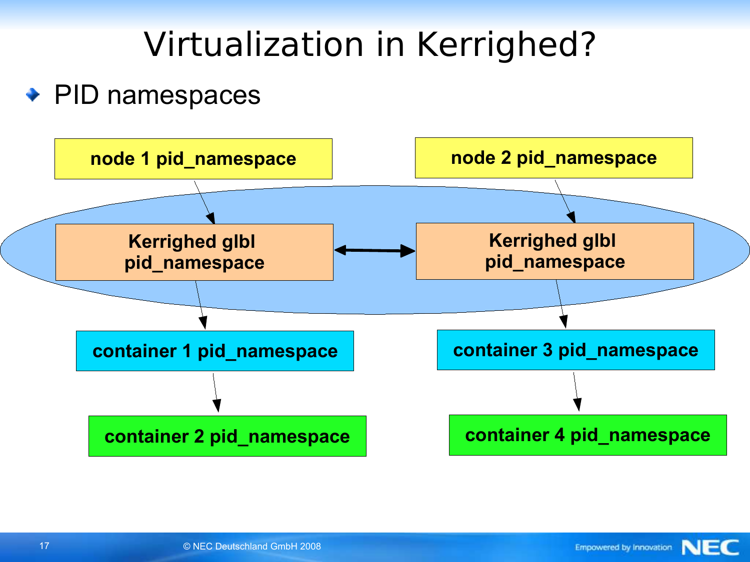# Virtualization in Kerrighed?

- PID namespaces

node 1 pid_namespace

node 2 pid_namespace

Kerrighed glbl pid_namespace

Kerrighed glbl pid_namespace

container 1 pid_namespace

container 3 pid_namespace

container 2 pid_namespace

container 4 pid_namespace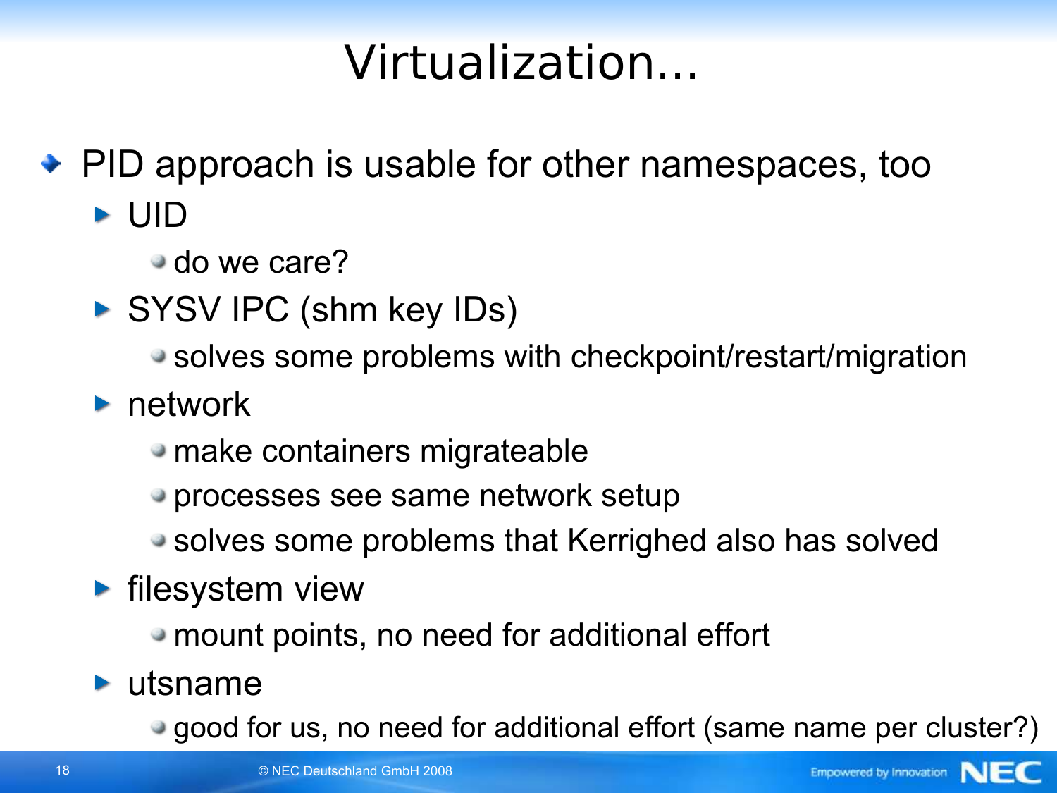# Virtualization...

- PID approach is usable for other namespaces, too
  - UID
    - do we care?
  - SYSV IPC (shm key IDs)
    - solves some problems with checkpoint/restart/migration
  - network
    - make containers migrateable
    - processes see same network setup
    - solves some problems that Kerrighed also has solved
  - filesystem view
    - mount points, no need for additional effort
  - utsname
    - good for us, no need for additional effort (same name per cluster?)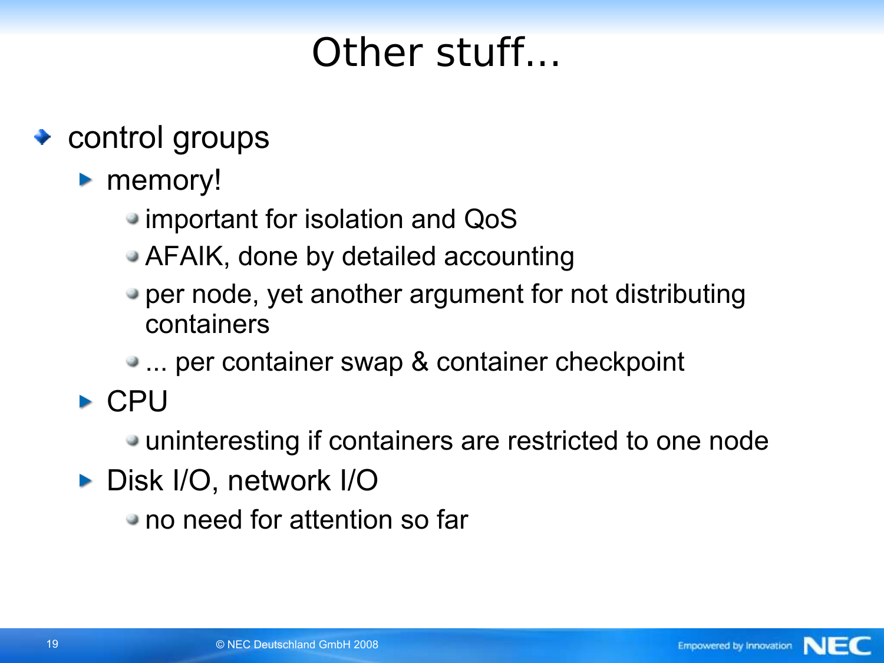# Other stuff...

- control groups
  - memory!
    - important for isolation and QoS
    - AFAIK, done by detailed accounting
    - per node, yet another argument for not distributing containers
    - ... per container swap & container checkpoint
  - CPU
    - uninteresting if containers are restricted to one node
  - Disk I/O, network I/O
    - no need for attention so far